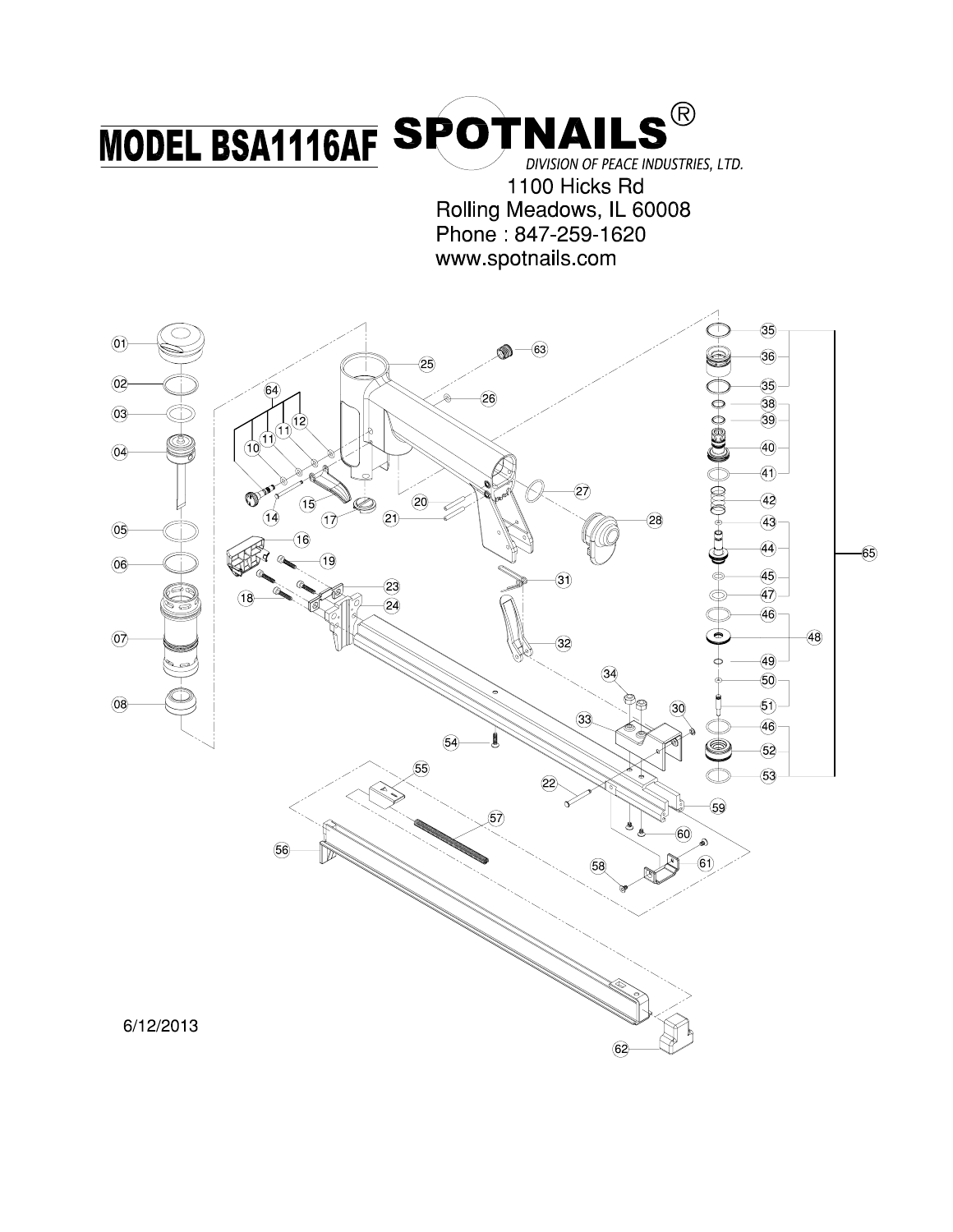# MODEL BSA1116AF

**SPOTNAILS**®

*DIVISION OF PEACE INDUSTRIES, LTD.*

1100 Hicks Rd
Rolling Meadows, IL 60008
Phone : 847-259-1620
www.spotnails.com

6/12/2013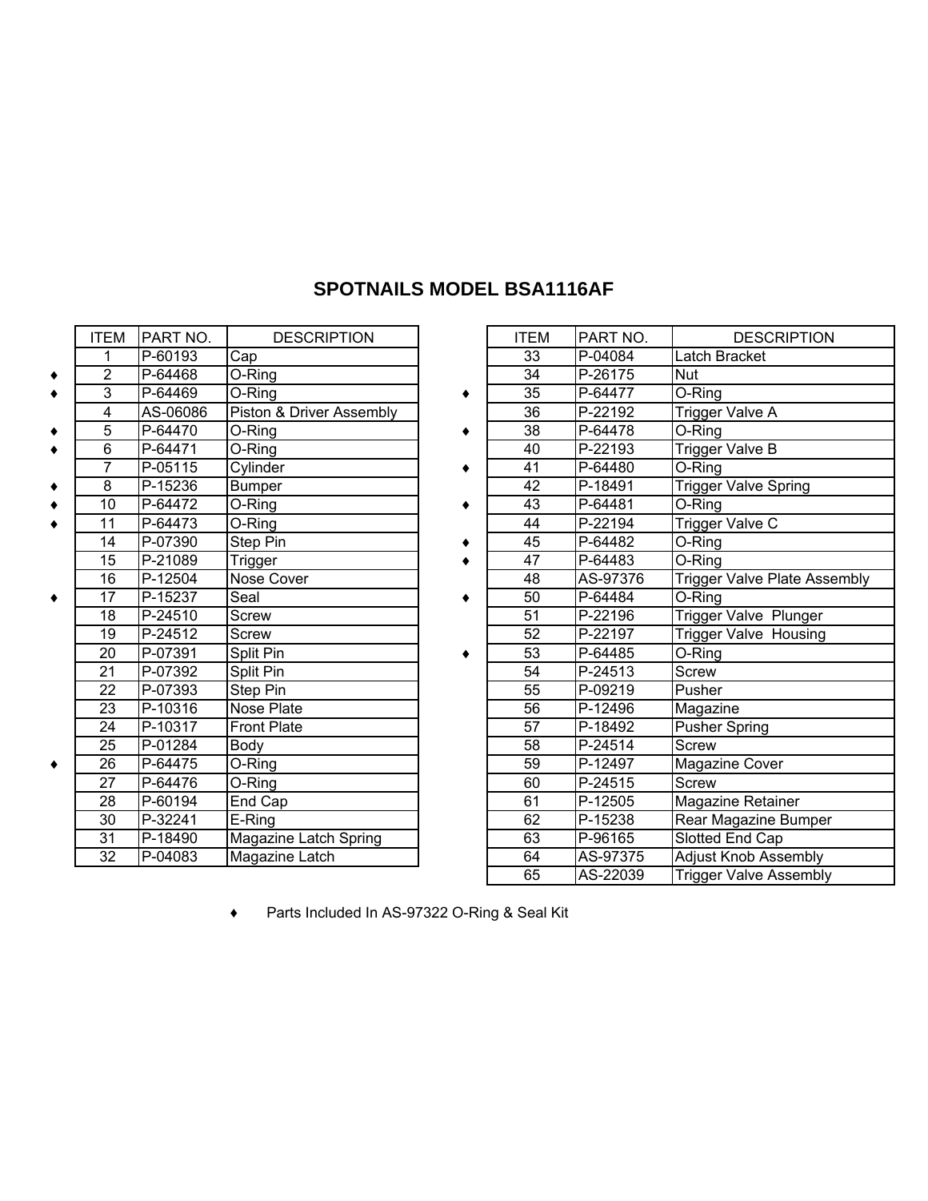## SPOTNAILS MODEL BSA1116AF

| | ITEM | PART NO. | DESCRIPTION |
|---|---|---|---|
| | 1 | P-60193 | Cap |
| ♦ | 2 | P-64468 | O-Ring |
| ♦ | 3 | P-64469 | O-Ring |
| | 4 | AS-06086 | Piston & Driver Assembly |
| ♦ | 5 | P-64470 | O-Ring |
| ♦ | 6 | P-64471 | O-Ring |
| | 7 | P-05115 | Cylinder |
| ♦ | 8 | P-15236 | Bumper |
| ♦ | 10 | P-64472 | O-Ring |
| ♦ | 11 | P-64473 | O-Ring |
| | 14 | P-07390 | Step Pin |
| | 15 | P-21089 | Trigger |
| | 16 | P-12504 | Nose Cover |
| ♦ | 17 | P-15237 | Seal |
| | 18 | P-24510 | Screw |
| | 19 | P-24512 | Screw |
| | 20 | P-07391 | Split Pin |
| | 21 | P-07392 | Split Pin |
| | 22 | P-07393 | Step Pin |
| | 23 | P-10316 | Nose Plate |
| | 24 | P-10317 | Front Plate |
| | 25 | P-01284 | Body |
| ♦ | 26 | P-64475 | O-Ring |
| | 27 | P-64476 | O-Ring |
| | 28 | P-60194 | End Cap |
| | 30 | P-32241 | E-Ring |
| | 31 | P-18490 | Magazine Latch Spring |
| | 32 | P-04083 | Magazine Latch |

| | ITEM | PART NO. | DESCRIPTION |
|---|---|---|---|
| | 33 | P-04084 | Latch Bracket |
| | 34 | P-26175 | Nut |
| ♦ | 35 | P-64477 | O-Ring |
| | 36 | P-22192 | Trigger Valve A |
| ♦ | 38 | P-64478 | O-Ring |
| | 40 | P-22193 | Trigger Valve B |
| ♦ | 41 | P-64480 | O-Ring |
| | 42 | P-18491 | Trigger Valve Spring |
| ♦ | 43 | P-64481 | O-Ring |
| | 44 | P-22194 | Trigger Valve C |
| ♦ | 45 | P-64482 | O-Ring |
| ♦ | 47 | P-64483 | O-Ring |
| | 48 | AS-97376 | Trigger Valve Plate Assembly |
| ♦ | 50 | P-64484 | O-Ring |
| | 51 | P-22196 | Trigger Valve Plunger |
| | 52 | P-22197 | Trigger Valve Housing |
| ♦ | 53 | P-64485 | O-Ring |
| | 54 | P-24513 | Screw |
| | 55 | P-09219 | Pusher |
| | 56 | P-12496 | Magazine |
| | 57 | P-18492 | Pusher Spring |
| | 58 | P-24514 | Screw |
| | 59 | P-12497 | Magazine Cover |
| | 60 | P-24515 | Screw |
| | 61 | P-12505 | Magazine Retainer |
| | 62 | P-15238 | Rear Magazine Bumper |
| | 63 | P-96165 | Slotted End Cap |
| | 64 | AS-97375 | Adjust Knob Assembly |
| | 65 | AS-22039 | Trigger Valve Assembly |

♦ Parts Included In AS-97322 O-Ring & Seal Kit